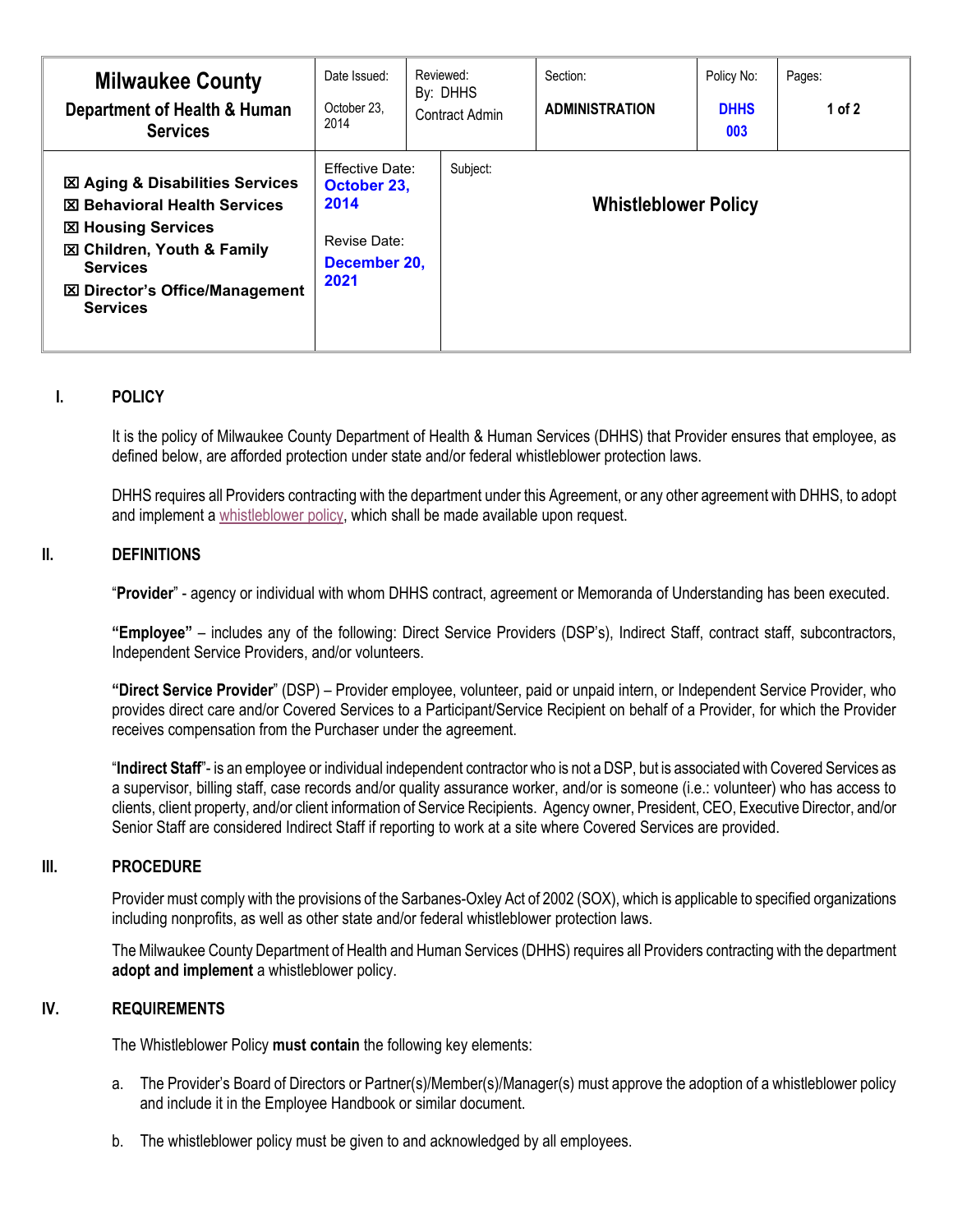| **Milwaukee County** **Department of Health & Human Services** | Date Issued: October 23, 2014 | Reviewed: By: DHHS Contract Admin | Section: **ADMINISTRATION** | Policy No: **DHHS 003** | Pages: **1 of 2** |
|---|---|---|---|---|---|
| ☒ **Aging & Disabilities Services** ☒ **Behavioral Health Services** ☒ **Housing Services** ☒ **Children, Youth & Family Services** ☒ **Director's Office/Management Services** | Effective Date: **October 23, 2014** Revise Date: **December 20, 2021** | Subject: **Whistleblower Policy** | | | |

## I. POLICY

It is the policy of Milwaukee County Department of Health & Human Services (DHHS) that Provider ensures that employee, as defined below, are afforded protection under state and/or federal whistleblower protection laws.

DHHS requires all Providers contracting with the department under this Agreement, or any other agreement with DHHS, to adopt and implement a whistleblower policy, which shall be made available upon request.

## II. DEFINITIONS

"**Provider**" - agency or individual with whom DHHS contract, agreement or Memoranda of Understanding has been executed.

**"Employee"** – includes any of the following: Direct Service Providers (DSP's), Indirect Staff, contract staff, subcontractors, Independent Service Providers, and/or volunteers.

**"Direct Service Provider**" (DSP) – Provider employee, volunteer, paid or unpaid intern, or Independent Service Provider, who provides direct care and/or Covered Services to a Participant/Service Recipient on behalf of a Provider, for which the Provider receives compensation from the Purchaser under the agreement.

"**Indirect Staff**"- is an employee or individual independent contractor who is not a DSP, but is associated with Covered Services as a supervisor, billing staff, case records and/or quality assurance worker, and/or is someone (i.e.: volunteer) who has access to clients, client property, and/or client information of Service Recipients. Agency owner, President, CEO, Executive Director, and/or Senior Staff are considered Indirect Staff if reporting to work at a site where Covered Services are provided.

## III. PROCEDURE

Provider must comply with the provisions of the Sarbanes-Oxley Act of 2002 (SOX), which is applicable to specified organizations including nonprofits, as well as other state and/or federal whistleblower protection laws.

The Milwaukee County Department of Health and Human Services (DHHS) requires all Providers contracting with the department **adopt and implement** a whistleblower policy.

## IV. REQUIREMENTS

The Whistleblower Policy **must contain** the following key elements:

a. The Provider's Board of Directors or Partner(s)/Member(s)/Manager(s) must approve the adoption of a whistleblower policy and include it in the Employee Handbook or similar document.

b. The whistleblower policy must be given to and acknowledged by all employees.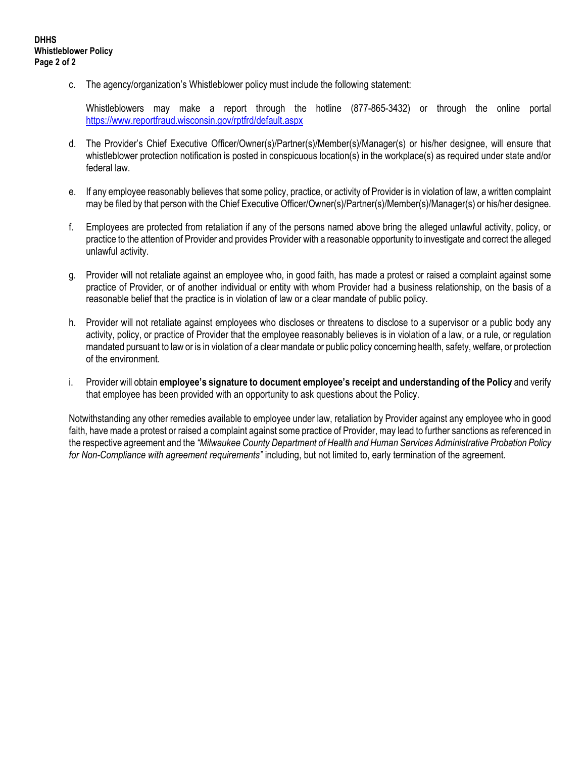c. The agency/organization's Whistleblower policy must include the following statement:

   Whistleblowers may make a report through the hotline (877-865-3432) or through the online portal https://www.reportfraud.wisconsin.gov/rptfrd/default.aspx

d. The Provider's Chief Executive Officer/Owner(s)/Partner(s)/Member(s)/Manager(s) or his/her designee, will ensure that whistleblower protection notification is posted in conspicuous location(s) in the workplace(s) as required under state and/or federal law.

e. If any employee reasonably believes that some policy, practice, or activity of Provider is in violation of law, a written complaint may be filed by that person with the Chief Executive Officer/Owner(s)/Partner(s)/Member(s)/Manager(s) or his/her designee.

f. Employees are protected from retaliation if any of the persons named above bring the alleged unlawful activity, policy, or practice to the attention of Provider and provides Provider with a reasonable opportunity to investigate and correct the alleged unlawful activity.

g. Provider will not retaliate against an employee who, in good faith, has made a protest or raised a complaint against some practice of Provider, or of another individual or entity with whom Provider had a business relationship, on the basis of a reasonable belief that the practice is in violation of law or a clear mandate of public policy.

h. Provider will not retaliate against employees who discloses or threatens to disclose to a supervisor or a public body any activity, policy, or practice of Provider that the employee reasonably believes is in violation of a law, or a rule, or regulation mandated pursuant to law or is in violation of a clear mandate or public policy concerning health, safety, welfare, or protection of the environment.

i. Provider will obtain **employee's signature to document employee's receipt and understanding of the Policy** and verify that employee has been provided with an opportunity to ask questions about the Policy.

Notwithstanding any other remedies available to employee under law, retaliation by Provider against any employee who in good faith, have made a protest or raised a complaint against some practice of Provider, may lead to further sanctions as referenced in the respective agreement and the *"Milwaukee County Department of Health and Human Services Administrative Probation Policy for Non-Compliance with agreement requirements"* including, but not limited to, early termination of the agreement.